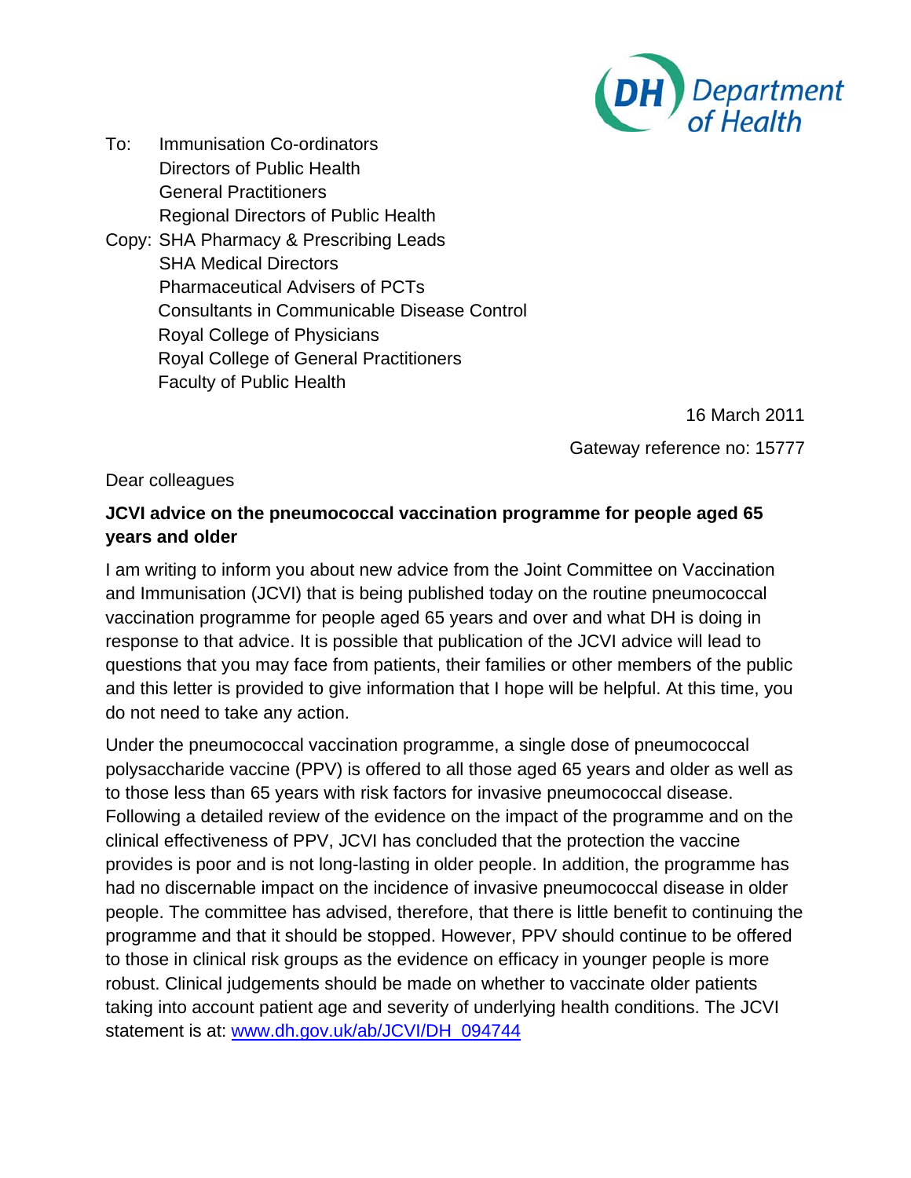Department of Health

To: Immunisation Co-ordinators
Directors of Public Health
General Practitioners
Regional Directors of Public Health

Copy: SHA Pharmacy & Prescribing Leads
SHA Medical Directors
Pharmaceutical Advisers of PCTs
Consultants in Communicable Disease Control
Royal College of Physicians
Royal College of General Practitioners
Faculty of Public Health

16 March 2011

Gateway reference no: 15777

Dear colleagues

**JCVI advice on the pneumococcal vaccination programme for people aged 65 years and older**

I am writing to inform you about new advice from the Joint Committee on Vaccination and Immunisation (JCVI) that is being published today on the routine pneumococcal vaccination programme for people aged 65 years and over and what DH is doing in response to that advice. It is possible that publication of the JCVI advice will lead to questions that you may face from patients, their families or other members of the public and this letter is provided to give information that I hope will be helpful. At this time, you do not need to take any action.

Under the pneumococcal vaccination programme, a single dose of pneumococcal polysaccharide vaccine (PPV) is offered to all those aged 65 years and older as well as to those less than 65 years with risk factors for invasive pneumococcal disease. Following a detailed review of the evidence on the impact of the programme and on the clinical effectiveness of PPV, JCVI has concluded that the protection the vaccine provides is poor and is not long-lasting in older people. In addition, the programme has had no discernable impact on the incidence of invasive pneumococcal disease in older people. The committee has advised, therefore, that there is little benefit to continuing the programme and that it should be stopped. However, PPV should continue to be offered to those in clinical risk groups as the evidence on efficacy in younger people is more robust. Clinical judgements should be made on whether to vaccinate older patients taking into account patient age and severity of underlying health conditions. The JCVI statement is at: [www.dh.gov.uk/ab/JCVI/DH_094744](http://www.dh.gov.uk/ab/JCVI/DH_094744)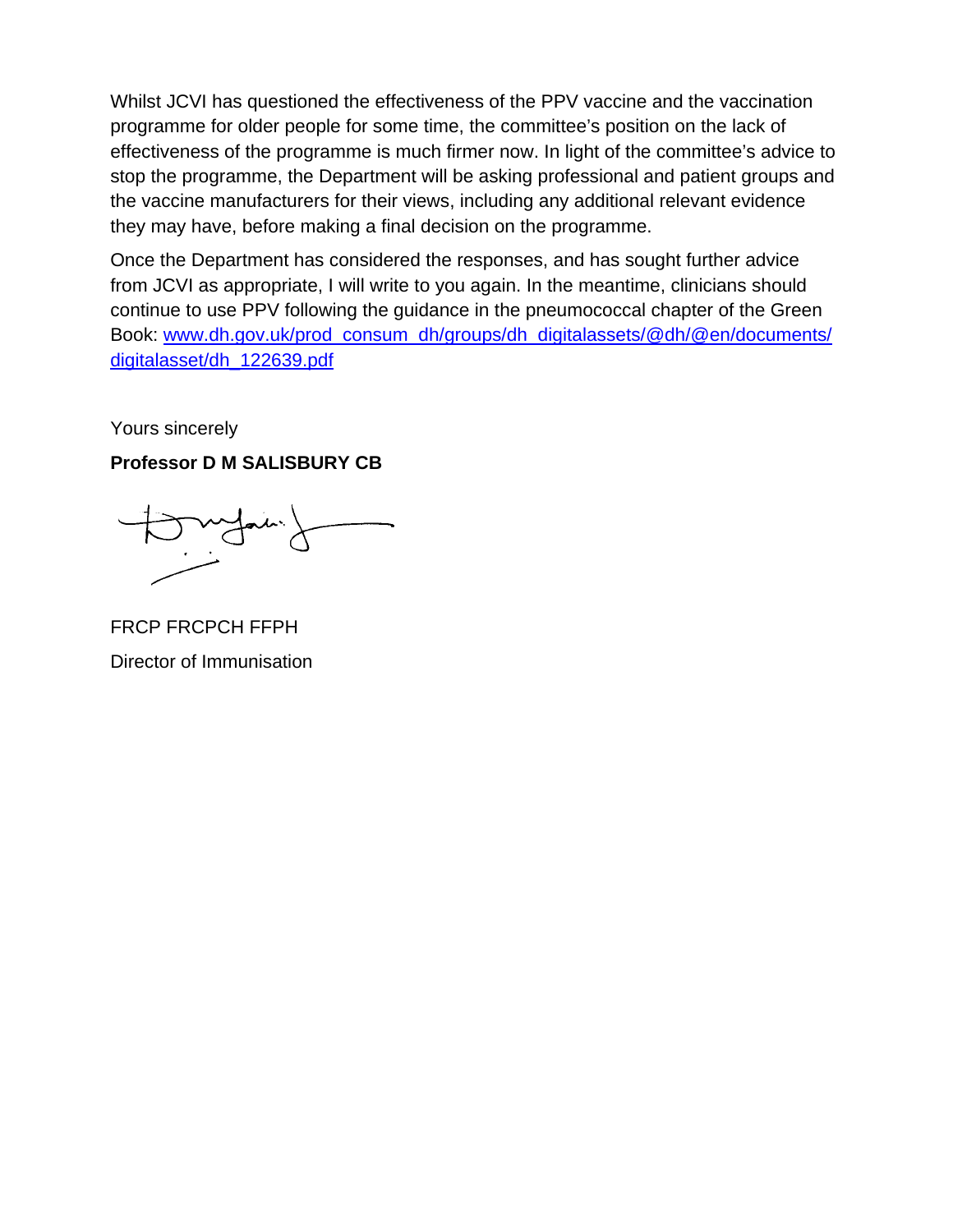Whilst JCVI has questioned the effectiveness of the PPV vaccine and the vaccination programme for older people for some time, the committee's position on the lack of effectiveness of the programme is much firmer now. In light of the committee's advice to stop the programme, the Department will be asking professional and patient groups and the vaccine manufacturers for their views, including any additional relevant evidence they may have, before making a final decision on the programme.

Once the Department has considered the responses, and has sought further advice from JCVI as appropriate, I will write to you again. In the meantime, clinicians should continue to use PPV following the guidance in the pneumococcal chapter of the Green Book: www.dh.gov.uk/prod_consum_dh/groups/dh_digitalassets/@dh/@en/documents/digitalasset/dh_122639.pdf

Yours sincerely

**Professor D M SALISBURY CB**

FRCP FRCPCH FFPH

Director of Immunisation